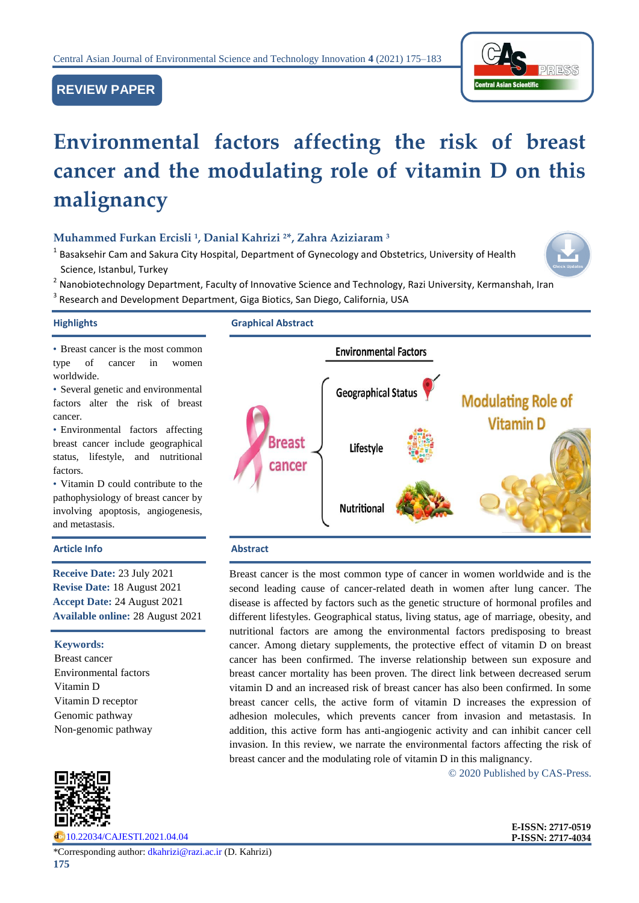REVIEW PAPER

# Environmental factors affecting the risk of breast cancer and the modulating role of vitamin D on this malignancy

**Muhammed Furkan Ercisli [1], Danial Kahrizi [2*], Zahra Aziziaram [3]**

[1] Basaksehir Cam and Sakura City Hospital, Department of Gynecology and Obstetrics, University of Health Science, Istanbul, Turkey

[2] Nanobiotechnology Department, Faculty of Innovative Science and Technology, Razi University, Kermanshah, Iran

[3] Research and Development Department, Giga Biotics, San Diego, California, USA

## Highlights

- Breast cancer is the most common type of cancer in women worldwide.
- Several genetic and environmental factors alter the risk of breast cancer.
- Environmental factors affecting breast cancer include geographical status, lifestyle, and nutritional factors.
- Vitamin D could contribute to the pathophysiology of breast cancer by involving apoptosis, angiogenesis, and metastasis.

## Graphical Abstract

Environmental Factors

Breast cancer

Geographical Status

Lifestyle

Nutritional

Modulating Role of Vitamin D

## Article Info

**Receive Date:** 23 July 2021
**Revise Date:** 18 August 2021
**Accept Date:** 24 August 2021
**Available online:** 28 August 2021

**Keywords:**
Breast cancer
Environmental factors
Vitamin D
Vitamin D receptor
Genomic pathway
Non-genomic pathway

## Abstract

Breast cancer is the most common type of cancer in women worldwide and is the second leading cause of cancer-related death in women after lung cancer. The disease is affected by factors such as the genetic structure of hormonal profiles and different lifestyles. Geographical status, living status, age of marriage, obesity, and nutritional factors are among the environmental factors predisposing to breast cancer. Among dietary supplements, the protective effect of vitamin D on breast cancer has been confirmed. The inverse relationship between sun exposure and breast cancer mortality has been proven. The direct link between decreased serum vitamin D and an increased risk of breast cancer has also been confirmed. In some breast cancer cells, the active form of vitamin D increases the expression of adhesion molecules, which prevents cancer from invasion and metastasis. In addition, this active form has anti-angiogenic activity and can inhibit cancer cell invasion. In this review, we narrate the environmental factors affecting the risk of breast cancer and the modulating role of vitamin D in this malignancy.

© 2020 Published by CAS-Press.

10.22034/CAJESTI.2021.04.04

E-ISSN: 2717-0519
P-ISSN: 2717-4034

*Corresponding author: dkahrizi@razi.ac.ir (D. Kahrizi)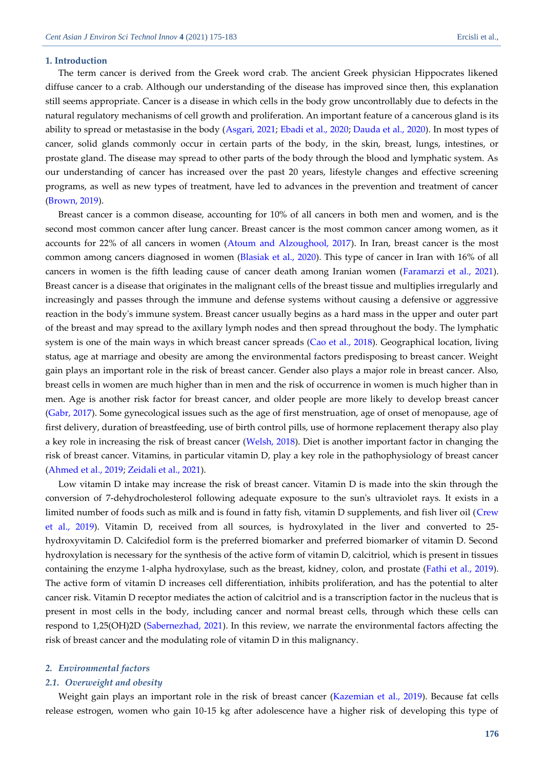## 1. Introduction

The term cancer is derived from the Greek word crab. The ancient Greek physician Hippocrates likened diffuse cancer to a crab. Although our understanding of the disease has improved since then, this explanation still seems appropriate. Cancer is a disease in which cells in the body grow uncontrollably due to defects in the natural regulatory mechanisms of cell growth and proliferation. An important feature of a cancerous gland is its ability to spread or metastasise in the body (Asgari, 2021; Ebadi et al., 2020; Dauda et al., 2020). In most types of cancer, solid glands commonly occur in certain parts of the body, in the skin, breast, lungs, intestines, or prostate gland. The disease may spread to other parts of the body through the blood and lymphatic system. As our understanding of cancer has increased over the past 20 years, lifestyle changes and effective screening programs, as well as new types of treatment, have led to advances in the prevention and treatment of cancer (Brown, 2019).

Breast cancer is a common disease, accounting for 10% of all cancers in both men and women, and is the second most common cancer after lung cancer. Breast cancer is the most common cancer among women, as it accounts for 22% of all cancers in women (Atoum and Alzoughool, 2017). In Iran, breast cancer is the most common among cancers diagnosed in women (Blasiak et al., 2020). This type of cancer in Iran with 16% of all cancers in women is the fifth leading cause of cancer death among Iranian women (Faramarzi et al., 2021). Breast cancer is a disease that originates in the malignant cells of the breast tissue and multiplies irregularly and increasingly and passes through the immune and defense systems without causing a defensive or aggressive reaction in the body's immune system. Breast cancer usually begins as a hard mass in the upper and outer part of the breast and may spread to the axillary lymph nodes and then spread throughout the body. The lymphatic system is one of the main ways in which breast cancer spreads (Cao et al., 2018). Geographical location, living status, age at marriage and obesity are among the environmental factors predisposing to breast cancer. Weight gain plays an important role in the risk of breast cancer. Gender also plays a major role in breast cancer. Also, breast cells in women are much higher than in men and the risk of occurrence in women is much higher than in men. Age is another risk factor for breast cancer, and older people are more likely to develop breast cancer (Gabr, 2017). Some gynecological issues such as the age of first menstruation, age of onset of menopause, age of first delivery, duration of breastfeeding, use of birth control pills, use of hormone replacement therapy also play a key role in increasing the risk of breast cancer (Welsh, 2018). Diet is another important factor in changing the risk of breast cancer. Vitamins, in particular vitamin D, play a key role in the pathophysiology of breast cancer (Ahmed et al., 2019; Zeidali et al., 2021).

Low vitamin D intake may increase the risk of breast cancer. Vitamin D is made into the skin through the conversion of 7-dehydrocholesterol following adequate exposure to the sun's ultraviolet rays. It exists in a limited number of foods such as milk and is found in fatty fish, vitamin D supplements, and fish liver oil (Crew et al., 2019). Vitamin D, received from all sources, is hydroxylated in the liver and converted to 25-hydroxyvitamin D. Calcifediol form is the preferred biomarker and preferred biomarker of vitamin D. Second hydroxylation is necessary for the synthesis of the active form of vitamin D, calcitriol, which is present in tissues containing the enzyme 1-alpha hydroxylase, such as the breast, kidney, colon, and prostate (Fathi et al., 2019). The active form of vitamin D increases cell differentiation, inhibits proliferation, and has the potential to alter cancer risk. Vitamin D receptor mediates the action of calcitriol and is a transcription factor in the nucleus that is present in most cells in the body, including cancer and normal breast cells, through which these cells can respond to 1,25(OH)2D (Sabernezhad, 2021). In this review, we narrate the environmental factors affecting the risk of breast cancer and the modulating role of vitamin D in this malignancy.

## 2. *Environmental factors*

### 2.1. *Overweight and obesity*

Weight gain plays an important role in the risk of breast cancer (Kazemian et al., 2019). Because fat cells release estrogen, women who gain 10-15 kg after adolescence have a higher risk of developing this type of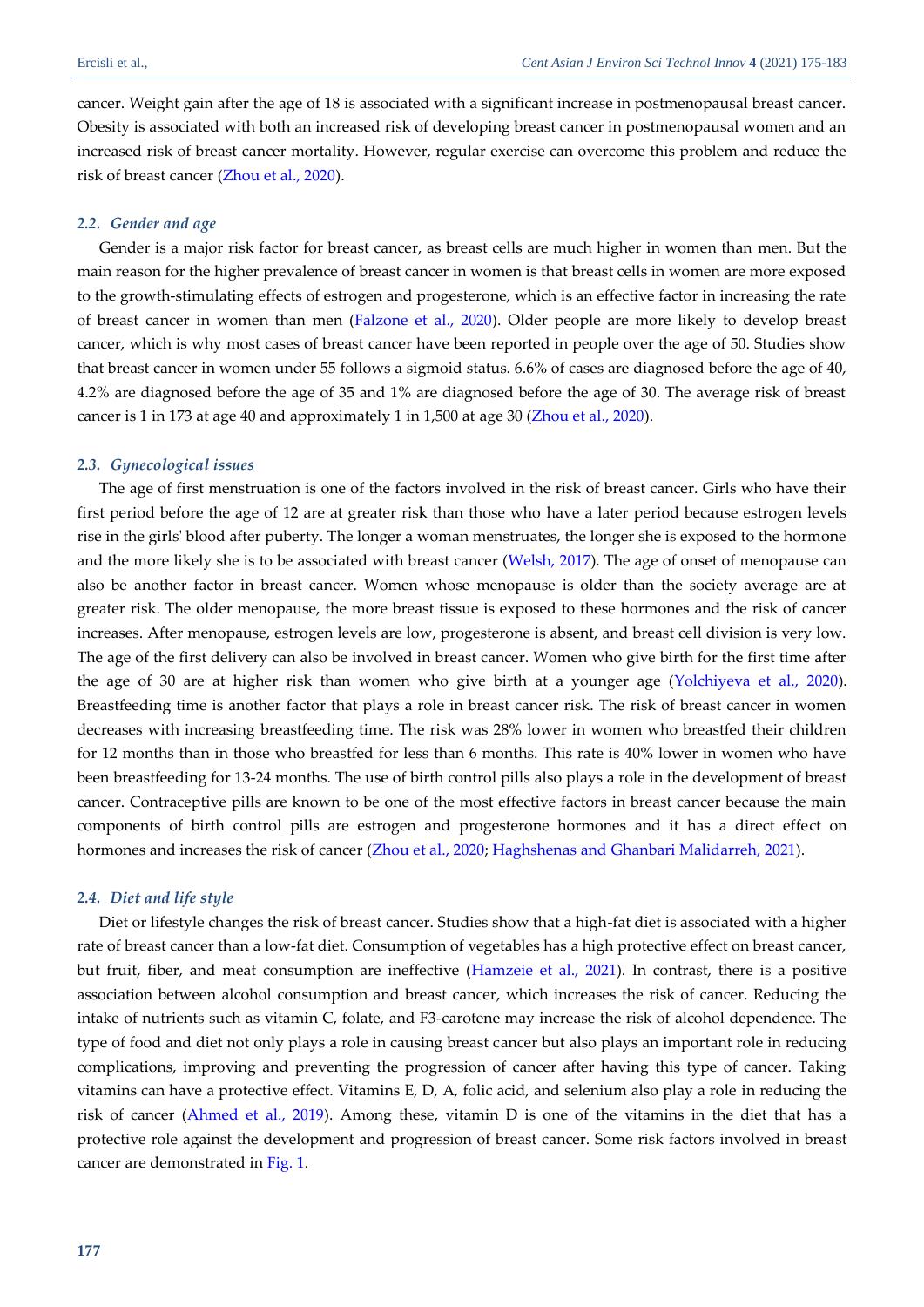cancer. Weight gain after the age of 18 is associated with a significant increase in postmenopausal breast cancer. Obesity is associated with both an increased risk of developing breast cancer in postmenopausal women and an increased risk of breast cancer mortality. However, regular exercise can overcome this problem and reduce the risk of breast cancer (Zhou et al., 2020).

### *2.2. Gender and age*

Gender is a major risk factor for breast cancer, as breast cells are much higher in women than men. But the main reason for the higher prevalence of breast cancer in women is that breast cells in women are more exposed to the growth-stimulating effects of estrogen and progesterone, which is an effective factor in increasing the rate of breast cancer in women than men (Falzone et al., 2020). Older people are more likely to develop breast cancer, which is why most cases of breast cancer have been reported in people over the age of 50. Studies show that breast cancer in women under 55 follows a sigmoid status. 6.6% of cases are diagnosed before the age of 40, 4.2% are diagnosed before the age of 35 and 1% are diagnosed before the age of 30. The average risk of breast cancer is 1 in 173 at age 40 and approximately 1 in 1,500 at age 30 (Zhou et al., 2020).

### *2.3. Gynecological issues*

The age of first menstruation is one of the factors involved in the risk of breast cancer. Girls who have their first period before the age of 12 are at greater risk than those who have a later period because estrogen levels rise in the girls' blood after puberty. The longer a woman menstruates, the longer she is exposed to the hormone and the more likely she is to be associated with breast cancer (Welsh, 2017). The age of onset of menopause can also be another factor in breast cancer. Women whose menopause is older than the society average are at greater risk. The older menopause, the more breast tissue is exposed to these hormones and the risk of cancer increases. After menopause, estrogen levels are low, progesterone is absent, and breast cell division is very low. The age of the first delivery can also be involved in breast cancer. Women who give birth for the first time after the age of 30 are at higher risk than women who give birth at a younger age (Yolchiyeva et al., 2020). Breastfeeding time is another factor that plays a role in breast cancer risk. The risk of breast cancer in women decreases with increasing breastfeeding time. The risk was 28% lower in women who breastfed their children for 12 months than in those who breastfed for less than 6 months. This rate is 40% lower in women who have been breastfeeding for 13-24 months. The use of birth control pills also plays a role in the development of breast cancer. Contraceptive pills are known to be one of the most effective factors in breast cancer because the main components of birth control pills are estrogen and progesterone hormones and it has a direct effect on hormones and increases the risk of cancer (Zhou et al., 2020; Haghshenas and Ghanbari Malidarreh, 2021).

### *2.4. Diet and life style*

Diet or lifestyle changes the risk of breast cancer. Studies show that a high-fat diet is associated with a higher rate of breast cancer than a low-fat diet. Consumption of vegetables has a high protective effect on breast cancer, but fruit, fiber, and meat consumption are ineffective (Hamzeie et al., 2021). In contrast, there is a positive association between alcohol consumption and breast cancer, which increases the risk of cancer. Reducing the intake of nutrients such as vitamin C, folate, and F3-carotene may increase the risk of alcohol dependence. The type of food and diet not only plays a role in causing breast cancer but also plays an important role in reducing complications, improving and preventing the progression of cancer after having this type of cancer. Taking vitamins can have a protective effect. Vitamins E, D, A, folic acid, and selenium also play a role in reducing the risk of cancer (Ahmed et al., 2019). Among these, vitamin D is one of the vitamins in the diet that has a protective role against the development and progression of breast cancer. Some risk factors involved in breast cancer are demonstrated in Fig. 1.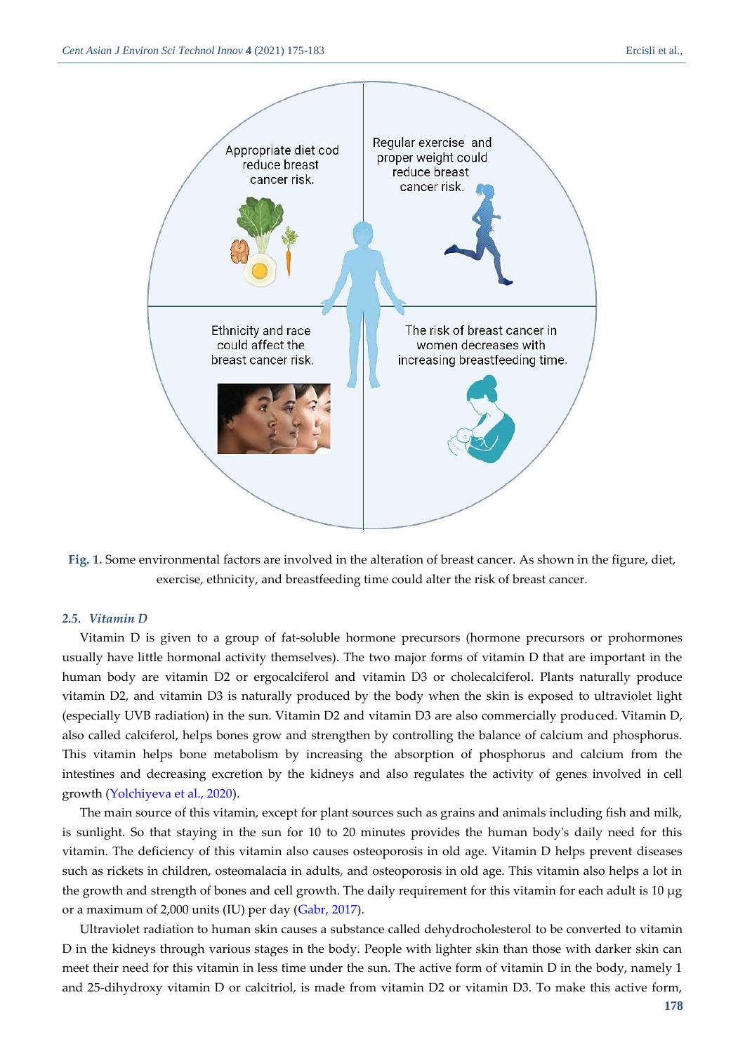Fig. 1. Some environmental factors are involved in the alteration of breast cancer. As shown in the figure, diet, exercise, ethnicity, and breastfeeding time could alter the risk of breast cancer.

### 2.5. *Vitamin D*

Vitamin D is given to a group of fat-soluble hormone precursors (hormone precursors or prohormones usually have little hormonal activity themselves). The two major forms of vitamin D that are important in the human body are vitamin D2 or ergocalciferol and vitamin D3 or cholecalciferol. Plants naturally produce vitamin D2, and vitamin D3 is naturally produced by the body when the skin is exposed to ultraviolet light (especially UVB radiation) in the sun. Vitamin D2 and vitamin D3 are also commercially produced. Vitamin D, also called calciferol, helps bones grow and strengthen by controlling the balance of calcium and phosphorus. This vitamin helps bone metabolism by increasing the absorption of phosphorus and calcium from the intestines and decreasing excretion by the kidneys and also regulates the activity of genes involved in cell growth (Yolchiyeva et al., 2020).

The main source of this vitamin, except for plant sources such as grains and animals including fish and milk, is sunlight. So that staying in the sun for 10 to 20 minutes provides the human body's daily need for this vitamin. The deficiency of this vitamin also causes osteoporosis in old age. Vitamin D helps prevent diseases such as rickets in children, osteomalacia in adults, and osteoporosis in old age. This vitamin also helps a lot in the growth and strength of bones and cell growth. The daily requirement for this vitamin for each adult is 10 μg or a maximum of 2,000 units (IU) per day (Gabr, 2017).

Ultraviolet radiation to human skin causes a substance called dehydrocholesterol to be converted to vitamin D in the kidneys through various stages in the body. People with lighter skin than those with darker skin can meet their need for this vitamin in less time under the sun. The active form of vitamin D in the body, namely 1 and 25-dihydroxy vitamin D or calcitriol, is made from vitamin D2 or vitamin D3. To make this active form,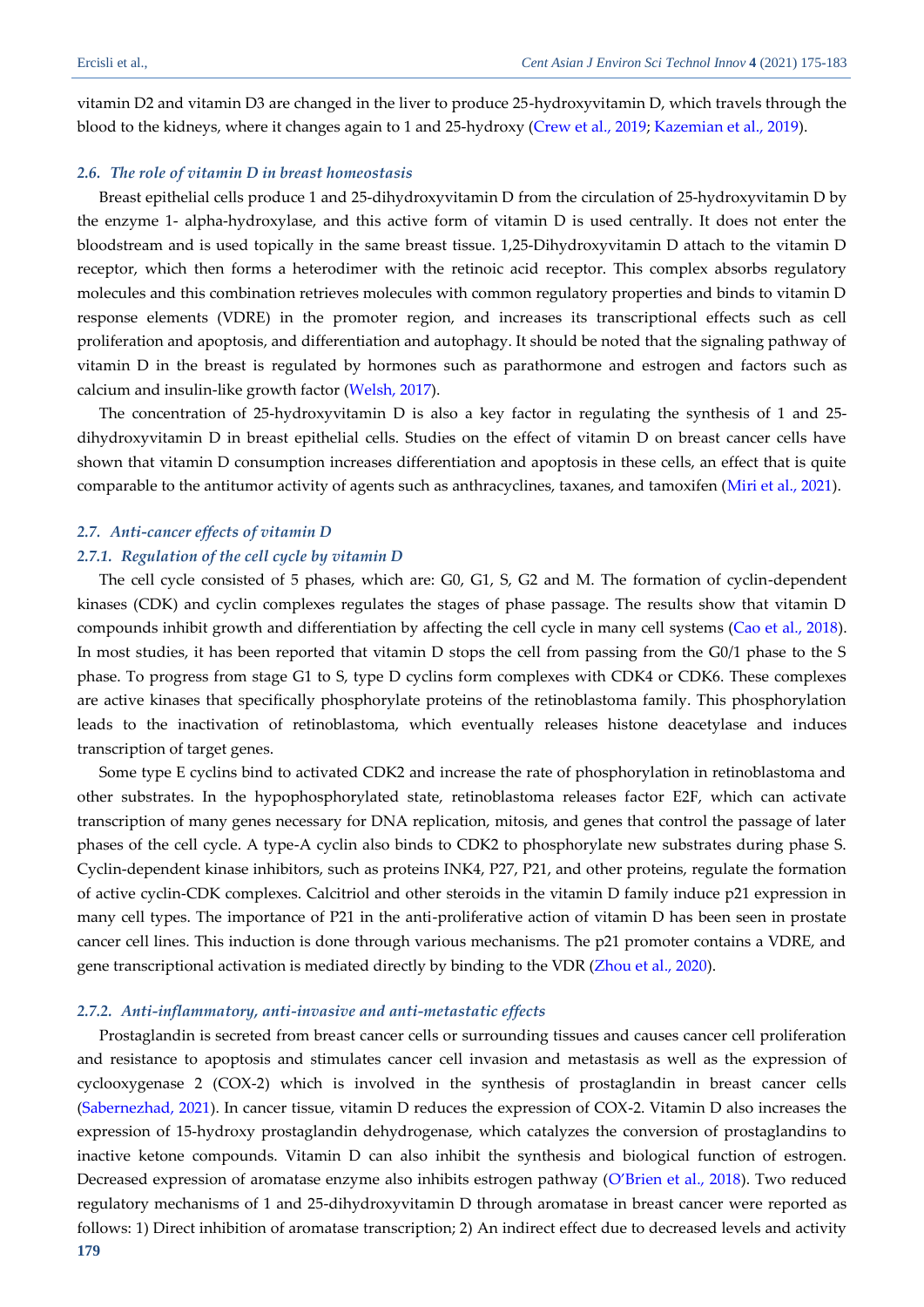vitamin D2 and vitamin D3 are changed in the liver to produce 25-hydroxyvitamin D, which travels through the blood to the kidneys, where it changes again to 1 and 25-hydroxy (Crew et al., 2019; Kazemian et al., 2019).

### *2.6. The role of vitamin D in breast homeostasis*

Breast epithelial cells produce 1 and 25-dihydroxyvitamin D from the circulation of 25-hydroxyvitamin D by the enzyme 1- alpha-hydroxylase, and this active form of vitamin D is used centrally. It does not enter the bloodstream and is used topically in the same breast tissue. 1,25-Dihydroxyvitamin D attach to the vitamin D receptor, which then forms a heterodimer with the retinoic acid receptor. This complex absorbs regulatory molecules and this combination retrieves molecules with common regulatory properties and binds to vitamin D response elements (VDRE) in the promoter region, and increases its transcriptional effects such as cell proliferation and apoptosis, and differentiation and autophagy. It should be noted that the signaling pathway of vitamin D in the breast is regulated by hormones such as parathormone and estrogen and factors such as calcium and insulin-like growth factor (Welsh, 2017).

The concentration of 25-hydroxyvitamin D is also a key factor in regulating the synthesis of 1 and 25-dihydroxyvitamin D in breast epithelial cells. Studies on the effect of vitamin D on breast cancer cells have shown that vitamin D consumption increases differentiation and apoptosis in these cells, an effect that is quite comparable to the antitumor activity of agents such as anthracyclines, taxanes, and tamoxifen (Miri et al., 2021).

### *2.7. Anti-cancer effects of vitamin D*

#### *2.7.1. Regulation of the cell cycle by vitamin D*

The cell cycle consisted of 5 phases, which are: G0, G1, S, G2 and M. The formation of cyclin-dependent kinases (CDK) and cyclin complexes regulates the stages of phase passage. The results show that vitamin D compounds inhibit growth and differentiation by affecting the cell cycle in many cell systems (Cao et al., 2018). In most studies, it has been reported that vitamin D stops the cell from passing from the G0/1 phase to the S phase. To progress from stage G1 to S, type D cyclins form complexes with CDK4 or CDK6. These complexes are active kinases that specifically phosphorylate proteins of the retinoblastoma family. This phosphorylation leads to the inactivation of retinoblastoma, which eventually releases histone deacetylase and induces transcription of target genes.

Some type E cyclins bind to activated CDK2 and increase the rate of phosphorylation in retinoblastoma and other substrates. In the hypophosphorylated state, retinoblastoma releases factor E2F, which can activate transcription of many genes necessary for DNA replication, mitosis, and genes that control the passage of later phases of the cell cycle. A type-A cyclin also binds to CDK2 to phosphorylate new substrates during phase S. Cyclin-dependent kinase inhibitors, such as proteins INK4, P27, P21, and other proteins, regulate the formation of active cyclin-CDK complexes. Calcitriol and other steroids in the vitamin D family induce p21 expression in many cell types. The importance of P21 in the anti-proliferative action of vitamin D has been seen in prostate cancer cell lines. This induction is done through various mechanisms. The p21 promoter contains a VDRE, and gene transcriptional activation is mediated directly by binding to the VDR (Zhou et al., 2020).

#### *2.7.2. Anti-inflammatory, anti-invasive and anti-metastatic effects*

Prostaglandin is secreted from breast cancer cells or surrounding tissues and causes cancer cell proliferation and resistance to apoptosis and stimulates cancer cell invasion and metastasis as well as the expression of cyclooxygenase 2 (COX-2) which is involved in the synthesis of prostaglandin in breast cancer cells (Sabernezhad, 2021). In cancer tissue, vitamin D reduces the expression of COX-2. Vitamin D also increases the expression of 15-hydroxy prostaglandin dehydrogenase, which catalyzes the conversion of prostaglandins to inactive ketone compounds. Vitamin D can also inhibit the synthesis and biological function of estrogen. Decreased expression of aromatase enzyme also inhibits estrogen pathway (O'Brien et al., 2018). Two reduced regulatory mechanisms of 1 and 25-dihydroxyvitamin D through aromatase in breast cancer were reported as follows: 1) Direct inhibition of aromatase transcription; 2) An indirect effect due to decreased levels and activity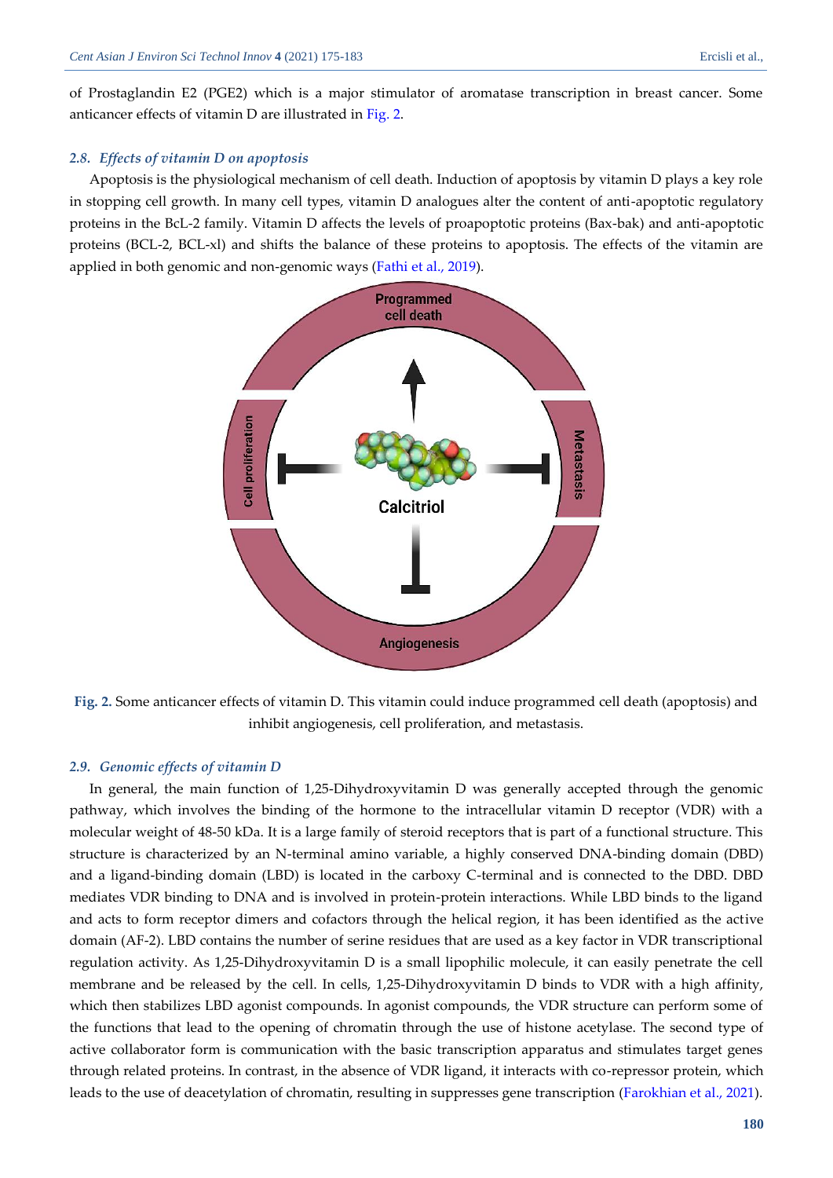of Prostaglandin E2 (PGE2) which is a major stimulator of aromatase transcription in breast cancer. Some anticancer effects of vitamin D are illustrated in Fig. 2.

### *2.8. Effects of vitamin D on apoptosis*

Apoptosis is the physiological mechanism of cell death. Induction of apoptosis by vitamin D plays a key role in stopping cell growth. In many cell types, vitamin D analogues alter the content of anti-apoptotic regulatory proteins in the BcL-2 family. Vitamin D affects the levels of proapoptotic proteins (Bax-bak) and anti-apoptotic proteins (BCL-2, BCL-xl) and shifts the balance of these proteins to apoptosis. The effects of the vitamin are applied in both genomic and non-genomic ways (Fathi et al., 2019).

**Fig. 2.** Some anticancer effects of vitamin D. This vitamin could induce programmed cell death (apoptosis) and inhibit angiogenesis, cell proliferation, and metastasis.

### *2.9. Genomic effects of vitamin D*

In general, the main function of 1,25-Dihydroxyvitamin D was generally accepted through the genomic pathway, which involves the binding of the hormone to the intracellular vitamin D receptor (VDR) with a molecular weight of 48-50 kDa. It is a large family of steroid receptors that is part of a functional structure. This structure is characterized by an N-terminal amino variable, a highly conserved DNA-binding domain (DBD) and a ligand-binding domain (LBD) is located in the carboxy C-terminal and is connected to the DBD. DBD mediates VDR binding to DNA and is involved in protein-protein interactions. While LBD binds to the ligand and acts to form receptor dimers and cofactors through the helical region, it has been identified as the active domain (AF-2). LBD contains the number of serine residues that are used as a key factor in VDR transcriptional regulation activity. As 1,25-Dihydroxyvitamin D is a small lipophilic molecule, it can easily penetrate the cell membrane and be released by the cell. In cells, 1,25-Dihydroxyvitamin D binds to VDR with a high affinity, which then stabilizes LBD agonist compounds. In agonist compounds, the VDR structure can perform some of the functions that lead to the opening of chromatin through the use of histone acetylase. The second type of active collaborator form is communication with the basic transcription apparatus and stimulates target genes through related proteins. In contrast, in the absence of VDR ligand, it interacts with co-repressor protein, which leads to the use of deacetylation of chromatin, resulting in suppresses gene transcription (Farokhian et al., 2021).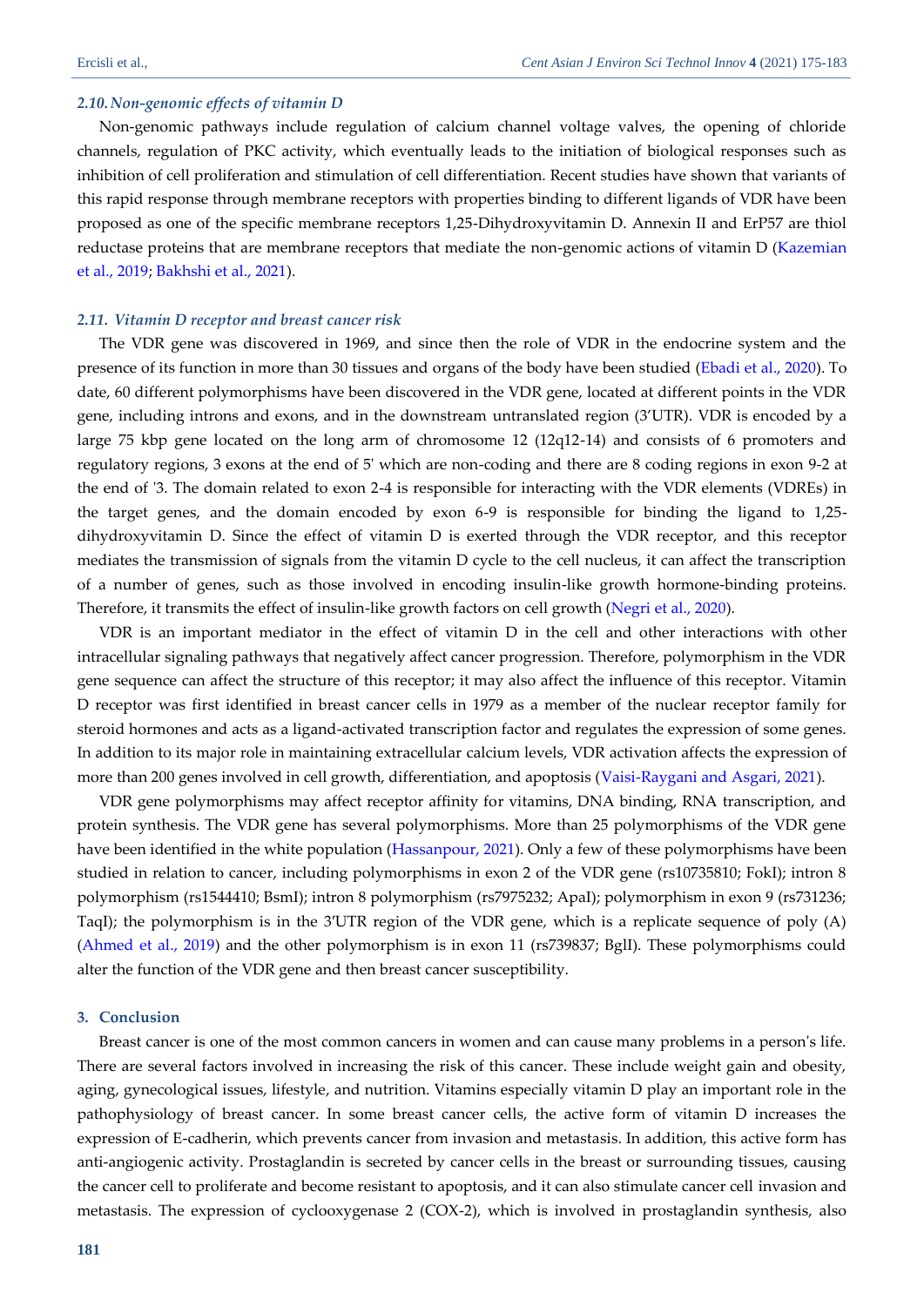### 2.10. Non-genomic effects of vitamin D

Non-genomic pathways include regulation of calcium channel voltage valves, the opening of chloride channels, regulation of PKC activity, which eventually leads to the initiation of biological responses such as inhibition of cell proliferation and stimulation of cell differentiation. Recent studies have shown that variants of this rapid response through membrane receptors with properties binding to different ligands of VDR have been proposed as one of the specific membrane receptors 1,25-Dihydroxyvitamin D. Annexin II and ErP57 are thiol reductase proteins that are membrane receptors that mediate the non-genomic actions of vitamin D (Kazemian et al., 2019; Bakhshi et al., 2021).

### 2.11. Vitamin D receptor and breast cancer risk

The VDR gene was discovered in 1969, and since then the role of VDR in the endocrine system and the presence of its function in more than 30 tissues and organs of the body have been studied (Ebadi et al., 2020). To date, 60 different polymorphisms have been discovered in the VDR gene, located at different points in the VDR gene, including introns and exons, and in the downstream untranslated region (3'UTR). VDR is encoded by a large 75 kbp gene located on the long arm of chromosome 12 (12q12-14) and consists of 6 promoters and regulatory regions, 3 exons at the end of 5' which are non-coding and there are 8 coding regions in exon 9-2 at the end of '3. The domain related to exon 2-4 is responsible for interacting with the VDR elements (VDREs) in the target genes, and the domain encoded by exon 6-9 is responsible for binding the ligand to 1,25-dihydroxyvitamin D. Since the effect of vitamin D is exerted through the VDR receptor, and this receptor mediates the transmission of signals from the vitamin D cycle to the cell nucleus, it can affect the transcription of a number of genes, such as those involved in encoding insulin-like growth hormone-binding proteins. Therefore, it transmits the effect of insulin-like growth factors on cell growth (Negri et al., 2020).

VDR is an important mediator in the effect of vitamin D in the cell and other interactions with other intracellular signaling pathways that negatively affect cancer progression. Therefore, polymorphism in the VDR gene sequence can affect the structure of this receptor; it may also affect the influence of this receptor. Vitamin D receptor was first identified in breast cancer cells in 1979 as a member of the nuclear receptor family for steroid hormones and acts as a ligand-activated transcription factor and regulates the expression of some genes. In addition to its major role in maintaining extracellular calcium levels, VDR activation affects the expression of more than 200 genes involved in cell growth, differentiation, and apoptosis (Vaisi-Raygani and Asgari, 2021).

VDR gene polymorphisms may affect receptor affinity for vitamins, DNA binding, RNA transcription, and protein synthesis. The VDR gene has several polymorphisms. More than 25 polymorphisms of the VDR gene have been identified in the white population (Hassanpour, 2021). Only a few of these polymorphisms have been studied in relation to cancer, including polymorphisms in exon 2 of the VDR gene (rs10735810; FokI); intron 8 polymorphism (rs1544410; BsmI); intron 8 polymorphism (rs7975232; ApaI); polymorphism in exon 9 (rs731236; TaqI); the polymorphism is in the 3'UTR region of the VDR gene, which is a replicate sequence of poly (A) (Ahmed et al., 2019) and the other polymorphism is in exon 11 (rs739837; BglI). These polymorphisms could alter the function of the VDR gene and then breast cancer susceptibility.

## 3. Conclusion

Breast cancer is one of the most common cancers in women and can cause many problems in a person's life. There are several factors involved in increasing the risk of this cancer. These include weight gain and obesity, aging, gynecological issues, lifestyle, and nutrition. Vitamins especially vitamin D play an important role in the pathophysiology of breast cancer. In some breast cancer cells, the active form of vitamin D increases the expression of E-cadherin, which prevents cancer from invasion and metastasis. In addition, this active form has anti-angiogenic activity. Prostaglandin is secreted by cancer cells in the breast or surrounding tissues, causing the cancer cell to proliferate and become resistant to apoptosis, and it can also stimulate cancer cell invasion and metastasis. The expression of cyclooxygenase 2 (COX-2), which is involved in prostaglandin synthesis, also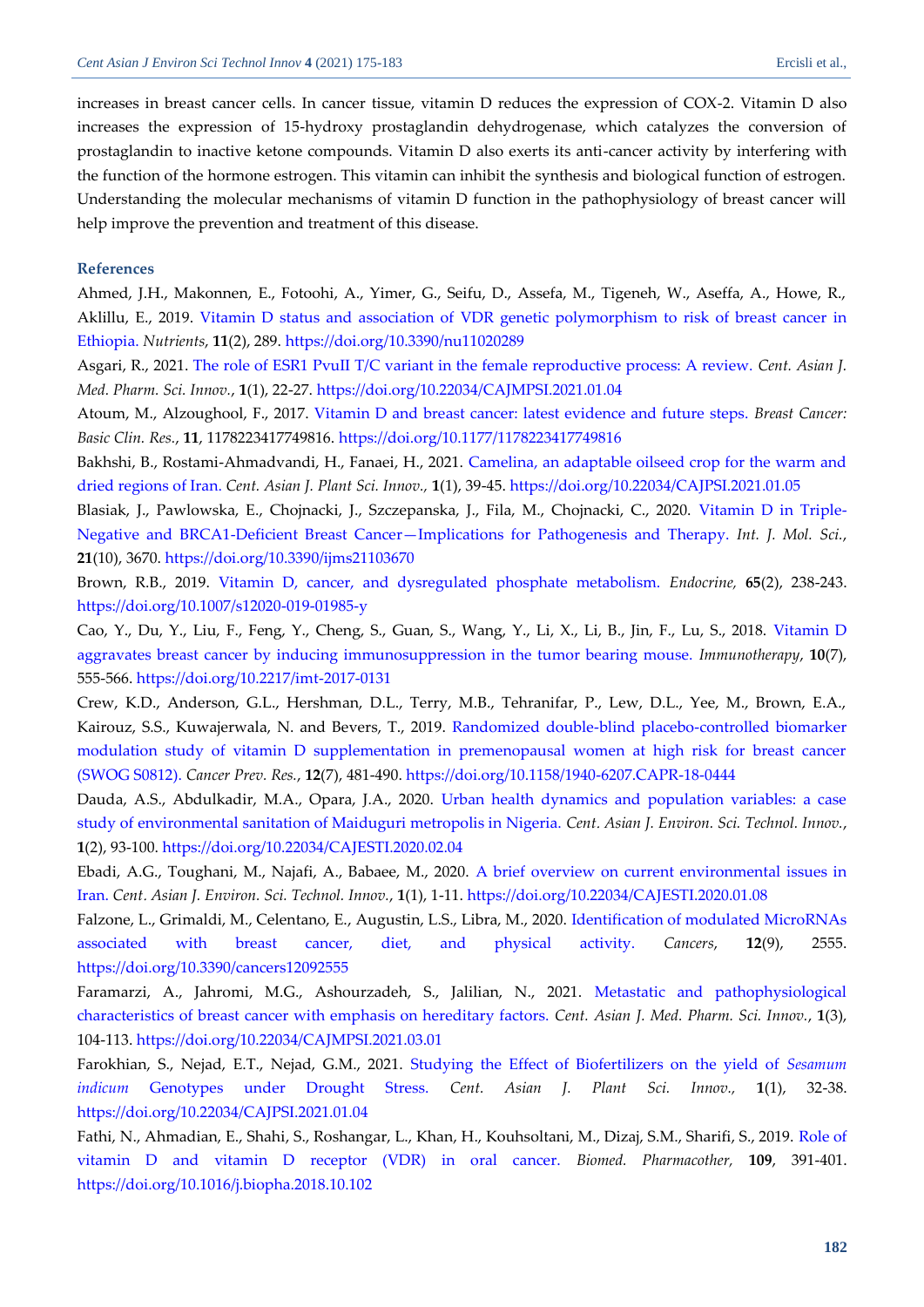increases in breast cancer cells. In cancer tissue, vitamin D reduces the expression of COX-2. Vitamin D also increases the expression of 15-hydroxy prostaglandin dehydrogenase, which catalyzes the conversion of prostaglandin to inactive ketone compounds. Vitamin D also exerts its anti-cancer activity by interfering with the function of the hormone estrogen. This vitamin can inhibit the synthesis and biological function of estrogen. Understanding the molecular mechanisms of vitamin D function in the pathophysiology of breast cancer will help improve the prevention and treatment of this disease.

### References

Ahmed, J.H., Makonnen, E., Fotoohi, A., Yimer, G., Seifu, D., Assefa, M., Tigeneh, W., Aseffa, A., Howe, R., Aklillu, E., 2019. Vitamin D status and association of VDR genetic polymorphism to risk of breast cancer in Ethiopia. *Nutrients*, **11**(2), 289. https://doi.org/10.3390/nu11020289

Asgari, R., 2021. The role of ESR1 PvuII T/C variant in the female reproductive process: A review. *Cent. Asian J. Med. Pharm. Sci. Innov.*, **1**(1), 22-27. https://doi.org/10.22034/CAJMPSI.2021.01.04

Atoum, M., Alzoughool, F., 2017. Vitamin D and breast cancer: latest evidence and future steps. *Breast Cancer: Basic Clin. Res.*, **11**, 1178223417749816. https://doi.org/10.1177/1178223417749816

Bakhshi, B., Rostami-Ahmadvandi, H., Fanaei, H., 2021. Camelina, an adaptable oilseed crop for the warm and dried regions of Iran. *Cent. Asian J. Plant Sci. Innov.*, **1**(1), 39-45. https://doi.org/10.22034/CAJPSI.2021.01.05

Blasiak, J., Pawlowska, E., Chojnacki, J., Szczepanska, J., Fila, M., Chojnacki, C., 2020. Vitamin D in Triple-Negative and BRCA1-Deficient Breast Cancer—Implications for Pathogenesis and Therapy. *Int. J. Mol. Sci.*, **21**(10), 3670. https://doi.org/10.3390/ijms21103670

Brown, R.B., 2019. Vitamin D, cancer, and dysregulated phosphate metabolism. *Endocrine,* **65**(2), 238-243. https://doi.org/10.1007/s12020-019-01985-y

Cao, Y., Du, Y., Liu, F., Feng, Y., Cheng, S., Guan, S., Wang, Y., Li, X., Li, B., Jin, F., Lu, S., 2018. Vitamin D aggravates breast cancer by inducing immunosuppression in the tumor bearing mouse. *Immunotherapy*, **10**(7), 555-566. https://doi.org/10.2217/imt-2017-0131

Crew, K.D., Anderson, G.L., Hershman, D.L., Terry, M.B., Tehranifar, P., Lew, D.L., Yee, M., Brown, E.A., Kairouz, S.S., Kuwajerwala, N. and Bevers, T., 2019. Randomized double-blind placebo-controlled biomarker modulation study of vitamin D supplementation in premenopausal women at high risk for breast cancer (SWOG S0812). *Cancer Prev. Res.*, **12**(7), 481-490. https://doi.org/10.1158/1940-6207.CAPR-18-0444

Dauda, A.S., Abdulkadir, M.A., Opara, J.A., 2020. Urban health dynamics and population variables: a case study of environmental sanitation of Maiduguri metropolis in Nigeria. *Cent. Asian J. Environ. Sci. Technol. Innov.*, **1**(2), 93-100. https://doi.org/10.22034/CAJESTI.2020.02.04

Ebadi, A.G., Toughani, M., Najafi, A., Babaee, M., 2020. A brief overview on current environmental issues in Iran. *Cent. Asian J. Environ. Sci. Technol. Innov.*, **1**(1), 1-11. https://doi.org/10.22034/CAJESTI.2020.01.08

Falzone, L., Grimaldi, M., Celentano, E., Augustin, L.S., Libra, M., 2020. Identification of modulated MicroRNAs associated with breast cancer, diet, and physical activity. *Cancers*, **12**(9), 2555. https://doi.org/10.3390/cancers12092555

Faramarzi, A., Jahromi, M.G., Ashourzadeh, S., Jalilian, N., 2021. Metastatic and pathophysiological characteristics of breast cancer with emphasis on hereditary factors. *Cent. Asian J. Med. Pharm. Sci. Innov.*, **1**(3), 104-113. https://doi.org/10.22034/CAJMPSI.2021.03.01

Farokhian, S., Nejad, E.T., Nejad, G.M., 2021. Studying the Effect of Biofertilizers on the yield of *Sesamum indicum* Genotypes under Drought Stress. *Cent. Asian J. Plant Sci. Innov.,* **1**(1), 32-38. https://doi.org/10.22034/CAJPSI.2021.01.04

Fathi, N., Ahmadian, E., Shahi, S., Roshangar, L., Khan, H., Kouhsoltani, M., Dizaj, S.M., Sharifi, S., 2019. Role of vitamin D and vitamin D receptor (VDR) in oral cancer. *Biomed. Pharmacother,* **109**, 391-401. https://doi.org/10.1016/j.biopha.2018.10.102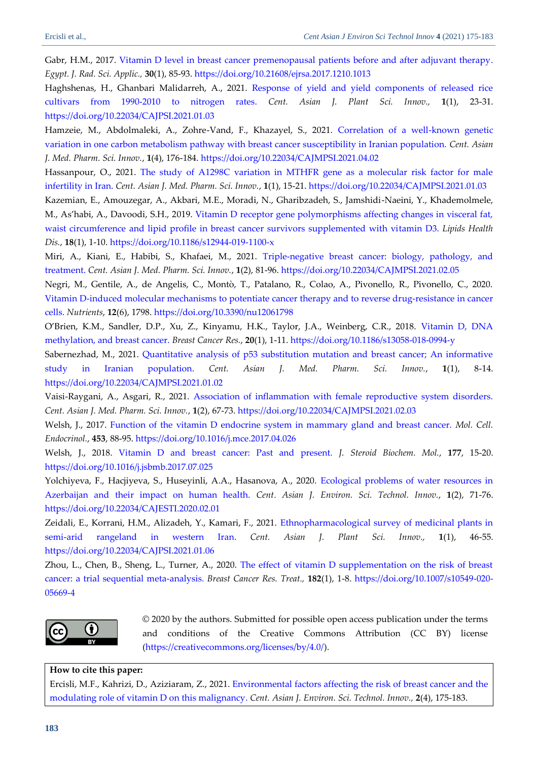Gabr, H.M., 2017. Vitamin D level in breast cancer premenopausal patients before and after adjuvant therapy. *Egypt. J. Rad. Sci. Applic.*, **30**(1), 85-93. https://doi.org/10.21608/ejrsa.2017.1210.1013

Haghshenas, H., Ghanbari Malidarreh, A., 2021. Response of yield and yield components of released rice cultivars from 1990-2010 to nitrogen rates. *Cent. Asian J. Plant Sci. Innov.*, **1**(1), 23-31. https://doi.org/10.22034/CAJPSI.2021.01.03

Hamzeie, M., Abdolmaleki, A., Zohre-Vand, F., Khazayel, S., 2021. Correlation of a well-known genetic variation in one carbon metabolism pathway with breast cancer susceptibility in Iranian population. *Cent. Asian J. Med. Pharm. Sci. Innov.*, **1**(4), 176-184. https://doi.org/10.22034/CAJMPSI.2021.04.02

Hassanpour, O., 2021. The study of A1298C variation in MTHFR gene as a molecular risk factor for male infertility in Iran. *Cent. Asian J. Med. Pharm. Sci. Innov.*, **1**(1), 15-21. https://doi.org/10.22034/CAJMPSI.2021.01.03

Kazemian, E., Amouzegar, A., Akbari, M.E., Moradi, N., Gharibzadeh, S., Jamshidi-Naeini, Y., Khademolmele, M., As'habi, A., Davoodi, S.H., 2019. Vitamin D receptor gene polymorphisms affecting changes in visceral fat, waist circumference and lipid profile in breast cancer survivors supplemented with vitamin D3. *Lipids Health Dis.*, **18**(1), 1-10. https://doi.org/10.1186/s12944-019-1100-x

Miri, A., Kiani, E., Habibi, S., Khafaei, M., 2021. Triple-negative breast cancer: biology, pathology, and treatment. *Cent. Asian J. Med. Pharm. Sci. Innov.*, **1**(2), 81-96. https://doi.org/10.22034/CAJMPSI.2021.02.05

Negri, M., Gentile, A., de Angelis, C., Montò, T., Patalano, R., Colao, A., Pivonello, R., Pivonello, C., 2020. Vitamin D-induced molecular mechanisms to potentiate cancer therapy and to reverse drug-resistance in cancer cells. *Nutrients*, **12**(6), 1798. https://doi.org/10.3390/nu12061798

O'Brien, K.M., Sandler, D.P., Xu, Z., Kinyamu, H.K., Taylor, J.A., Weinberg, C.R., 2018. Vitamin D, DNA methylation, and breast cancer. *Breast Cancer Res.*, **20**(1), 1-11. https://doi.org/10.1186/s13058-018-0994-y

Sabernezhad, M., 2021. Quantitative analysis of p53 substitution mutation and breast cancer; An informative study in Iranian population. *Cent. Asian J. Med. Pharm. Sci. Innov.*, **1**(1), 8-14. https://doi.org/10.22034/CAJMPSI.2021.01.02

Vaisi-Raygani, A., Asgari, R., 2021. Association of inflammation with female reproductive system disorders. *Cent. Asian J. Med. Pharm. Sci. Innov.*, **1**(2), 67-73. https://doi.org/10.22034/CAJMPSI.2021.02.03

Welsh, J., 2017. Function of the vitamin D endocrine system in mammary gland and breast cancer. *Mol. Cell. Endocrinol.*, **453**, 88-95. https://doi.org/10.1016/j.mce.2017.04.026

Welsh, J., 2018. Vitamin D and breast cancer: Past and present. *J. Steroid Biochem. Mol.*, **177**, 15-20. https://doi.org/10.1016/j.jsbmb.2017.07.025

Yolchiyeva, F., Hacjiyeva, S., Huseyinli, A.A., Hasanova, A., 2020. Ecological problems of water resources in Azerbaijan and their impact on human health. *Cent. Asian J. Environ. Sci. Technol. Innov.*, **1**(2), 71-76. https://doi.org/10.22034/CAJESTI.2020.02.01

Zeidali, E., Korrani, H.M., Alizadeh, Y., Kamari, F., 2021. Ethnopharmacological survey of medicinal plants in semi-arid rangeland in western Iran. *Cent. Asian J. Plant Sci. Innov.*, **1**(1), 46-55. https://doi.org/10.22034/CAJPSI.2021.01.06

Zhou, L., Chen, B., Sheng, L., Turner, A., 2020. The effect of vitamin D supplementation on the risk of breast cancer: a trial sequential meta-analysis. *Breast Cancer Res. Treat.*, **182**(1), 1-8. https://doi.org/10.1007/s10549-020-05669-4

© 2020 by the authors. Submitted for possible open access publication under the terms and conditions of the Creative Commons Attribution (CC BY) license (https://creativecommons.org/licenses/by/4.0/).

**How to cite this paper:**

Ercisli, M.F., Kahrizi, D., Aziziaram, Z., 2021. Environmental factors affecting the risk of breast cancer and the modulating role of vitamin D on this malignancy. *Cent. Asian J. Environ. Sci. Technol. Innov.*, **2**(4), 175-183.